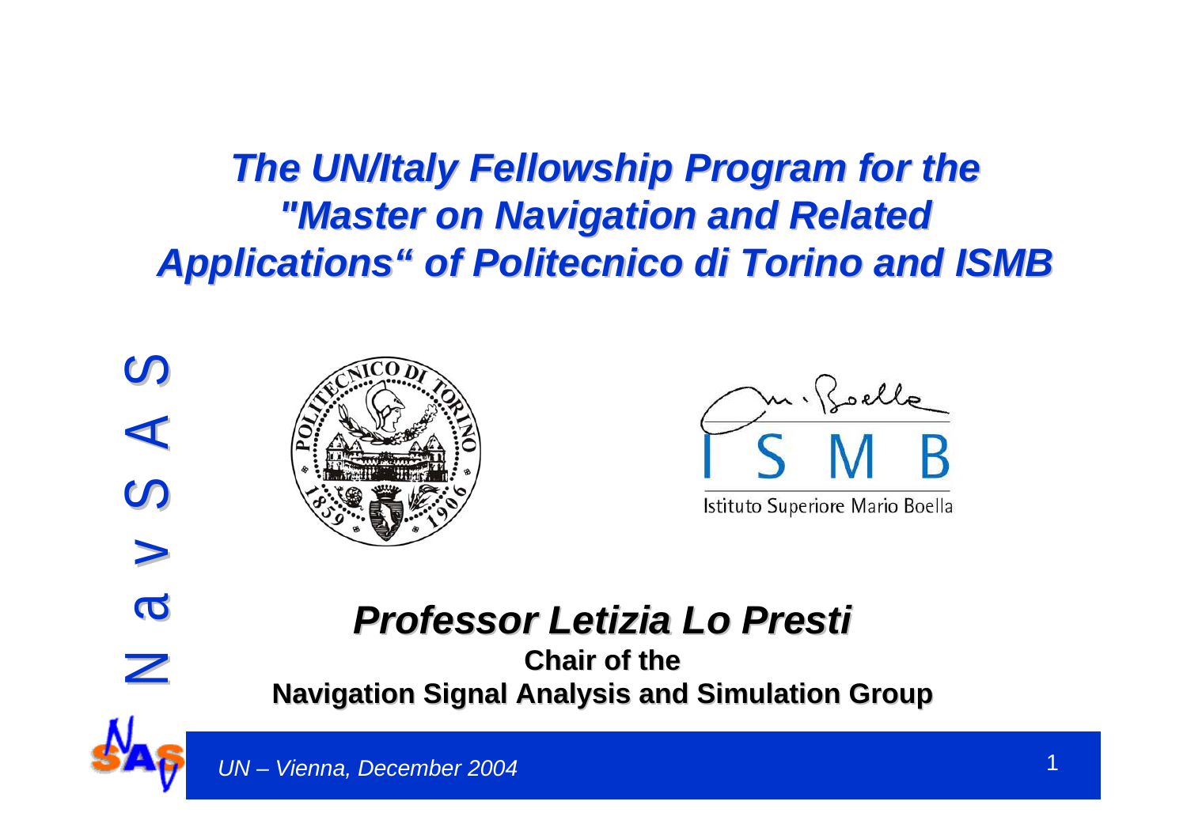# *The UN/Italy Fellowship Program for the "Master on Navigation and Related Applications" of Politecnico di Torino and ISMB*

NavSAS

Istituto Superiore Mario Boella

## *Professor Letizia Lo Presti*

**Chair of the**
**Navigation Signal Analysis and Simulation Group**

*UN – Vienna, December 2004*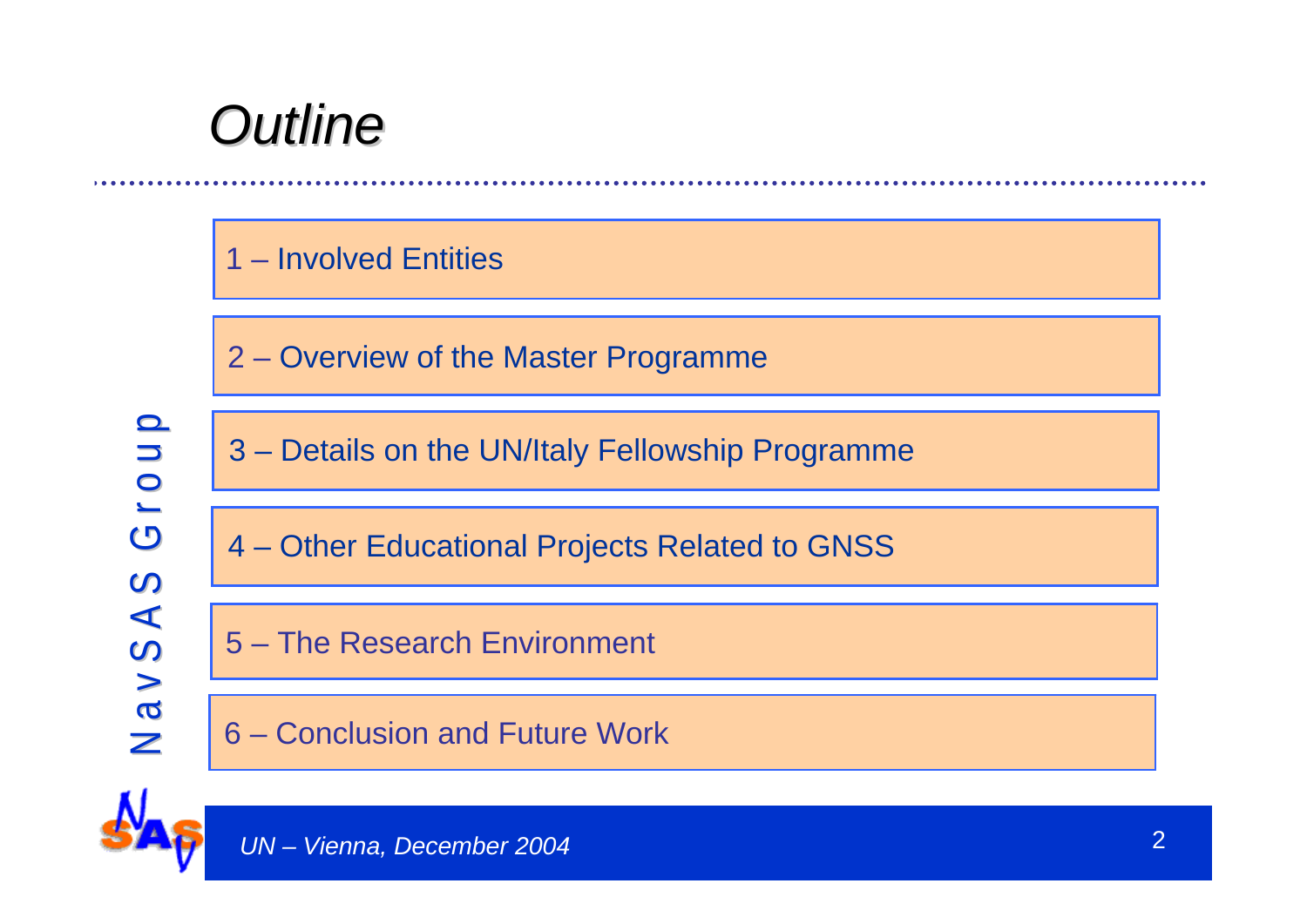# *Outline*

1 – Involved Entities

2 – Overview of the Master Programme

3 – Details on the UN/Italy Fellowship Programme

4 – Other Educational Projects Related to GNSS

5 – The Research Environment

6 – Conclusion and Future Work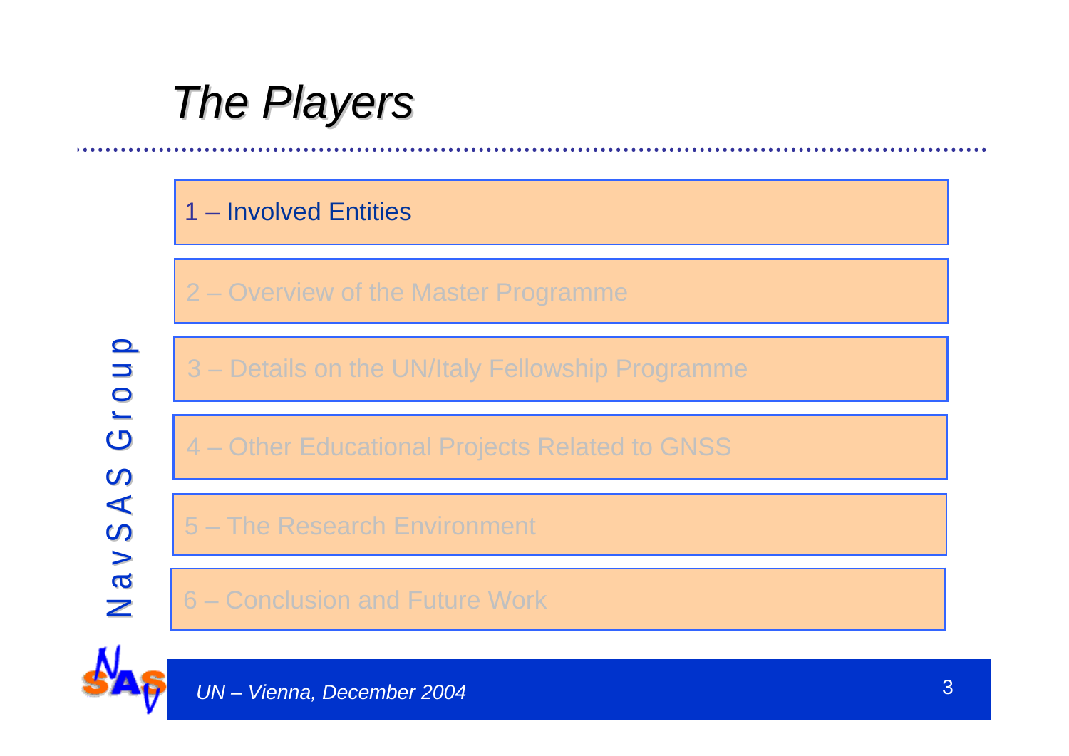# *The Players*

1 – Involved Entities

2 – Overview of the Master Programme

3 – Details on the UN/Italy Fellowship Programme

4 – Other Educational Projects Related to GNSS

5 – The Research Environment

6 – Conclusion and Future Work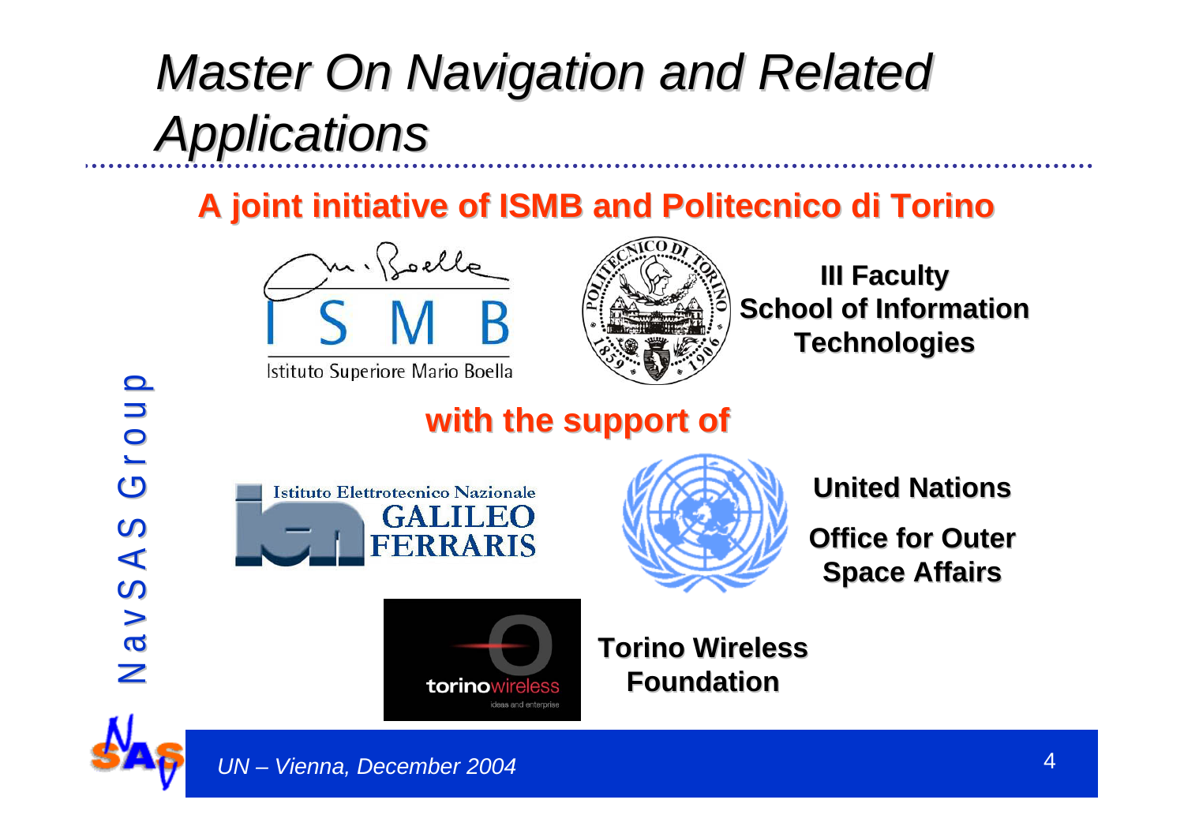# Master On Navigation and Related Applications

## A joint initiative of ISMB and Politecnico di Torino

ISMB

Istituto Superiore Mario Boella

III Faculty
School of Information Technologies

## with the support of

Istituto Elettrotecnico Nazionale GALILEO FERRARIS

United Nations

Office for Outer Space Affairs

Torino Wireless Foundation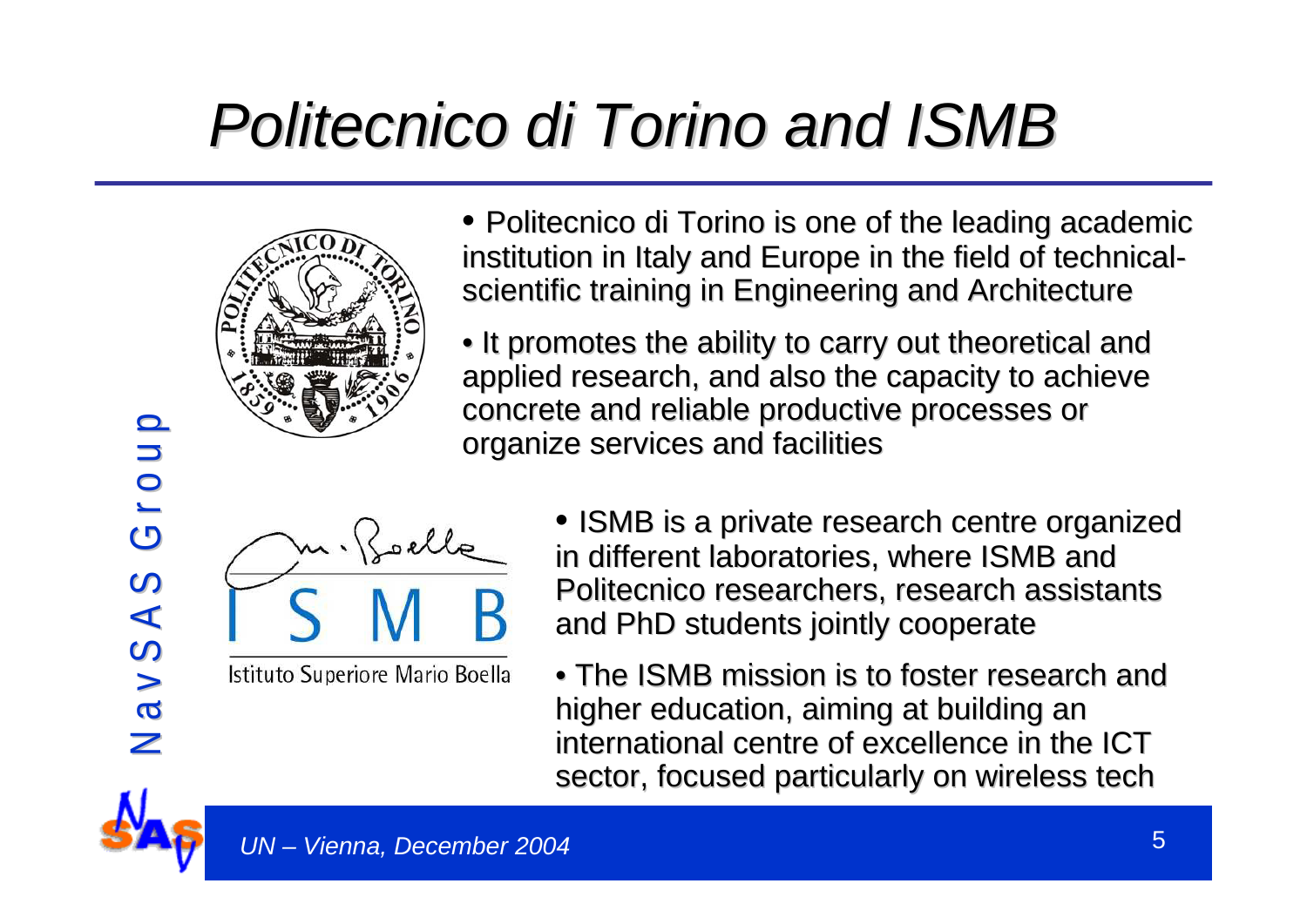# Politecnico di Torino and ISMB

- Politecnico di Torino is one of the leading academic institution in Italy and Europe in the field of technical-scientific training in Engineering and Architecture
- It promotes the ability to carry out theoretical and applied research, and also the capacity to achieve concrete and reliable productive processes or organize services and facilities

- ISMB is a private research centre organized in different laboratories, where ISMB and Politecnico researchers, research assistants and PhD students jointly cooperate
- The ISMB mission is to foster research and higher education, aiming at building an international centre of excellence in the ICT sector, focused particularly on wireless tech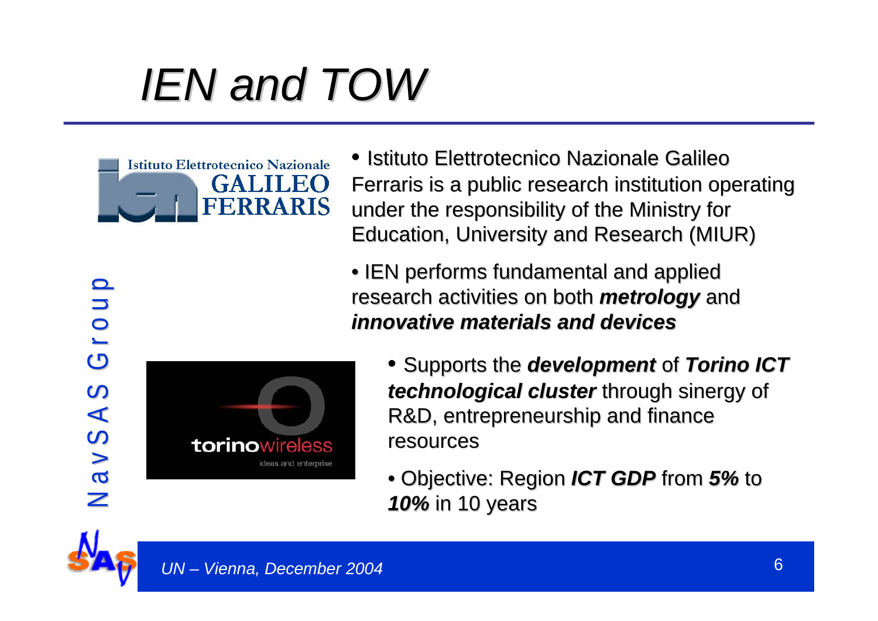# *IEN and TOW*

- Istituto Elettrotecnico Nazionale Galileo Ferraris is a public research institution operating under the responsibility of the Ministry for Education, University and Research (MIUR)
- IEN performs fundamental and applied research activities on both ***metrology*** and ***innovative materials and devices***
  - Supports the ***development*** of ***Torino ICT technological cluster*** through sinergy of R&D, entrepreneurship and finance resources
  - Objective: Region ***ICT GDP*** from ***5%*** to ***10%*** in 10 years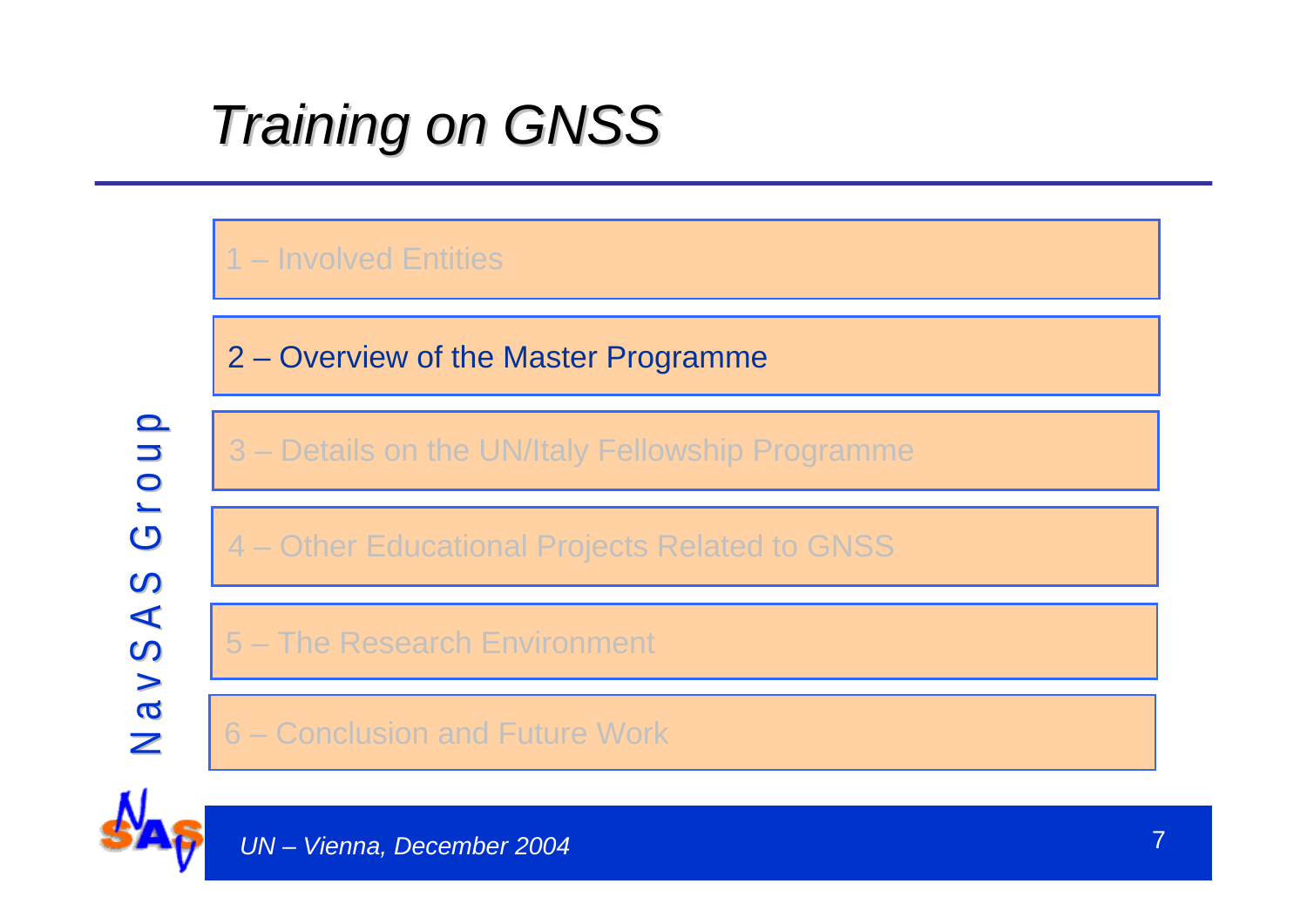# Training on GNSS

1 – Involved Entities

2 – Overview of the Master Programme

3 – Details on the UN/Italy Fellowship Programme

4 – Other Educational Projects Related to GNSS

5 – The Research Environment

6 – Conclusion and Future Work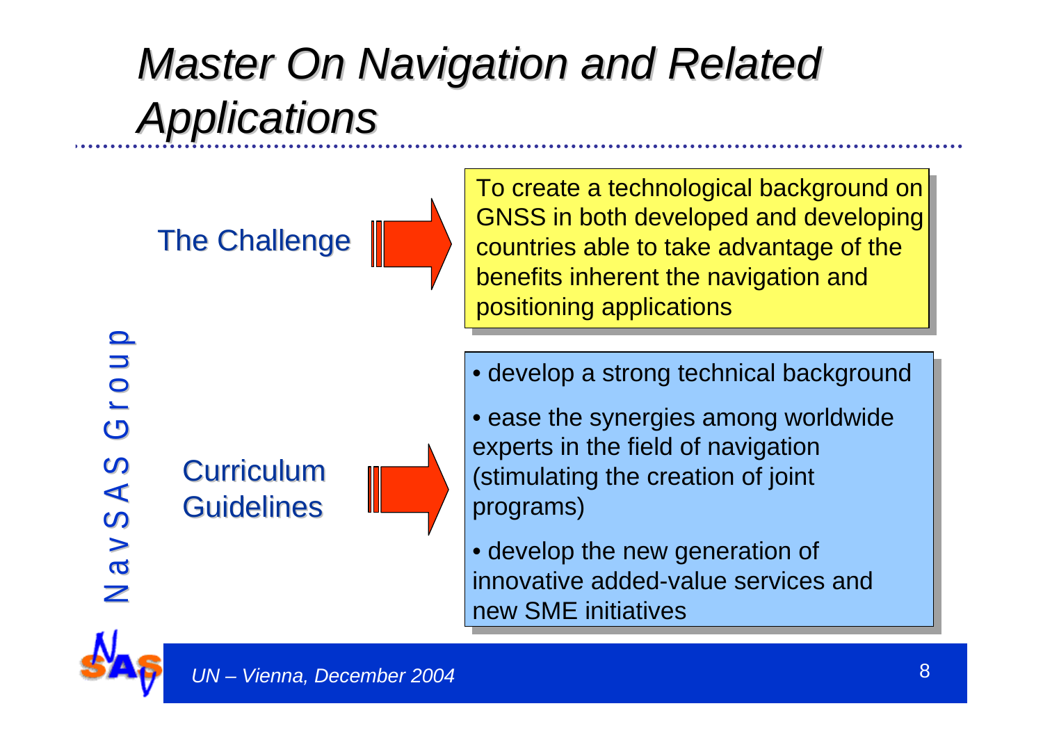# *Master On Navigation and Related Applications*

**The Challenge**

To create a technological background on GNSS in both developed and developing countries able to take advantage of the benefits inherent the navigation and positioning applications

**Curriculum Guidelines**

- develop a strong technical background
- ease the synergies among worldwide experts in the field of navigation (stimulating the creation of joint programs)
- develop the new generation of innovative added-value services and new SME initiatives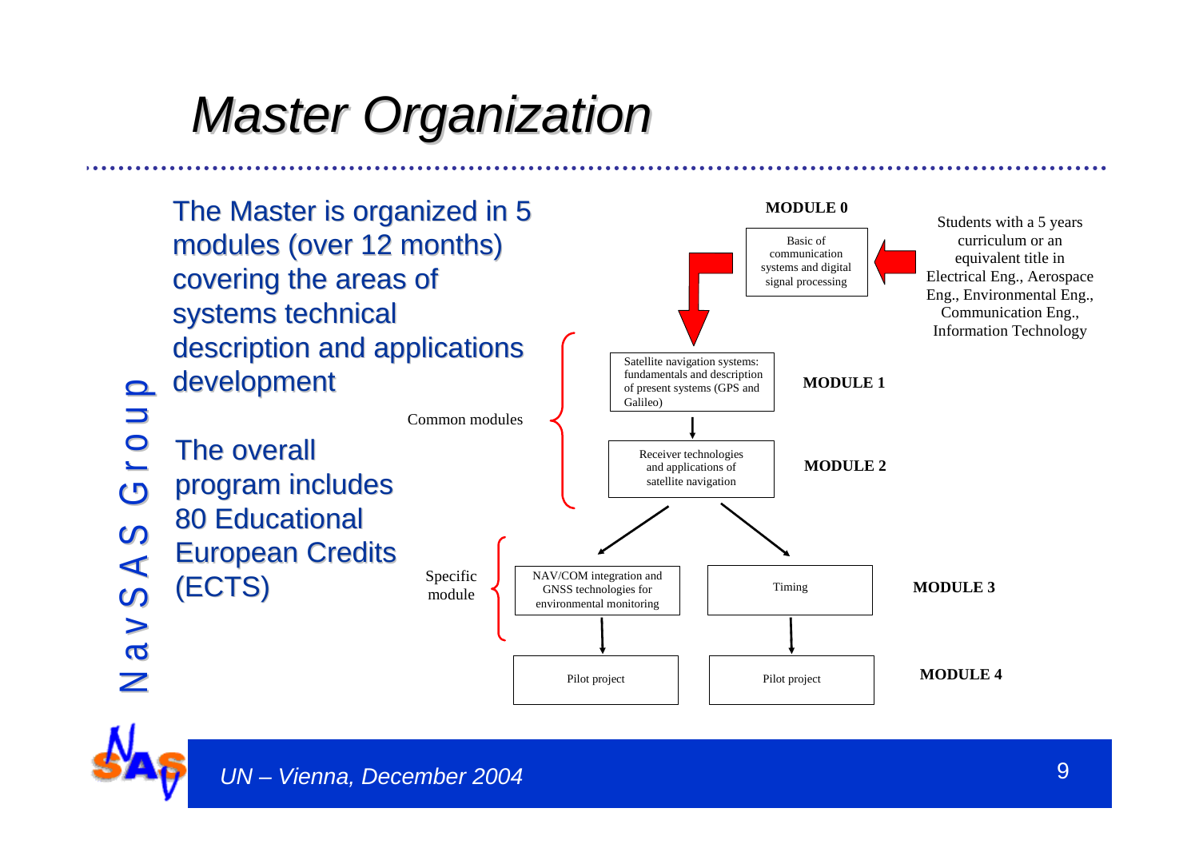# Master Organization

The Master is organized in 5 modules (over 12 months) covering the areas of systems technical description and applications development

The overall program includes 80 Educational European Credits (ECTS)

**MODULE 0**

Basic of communication systems and digital signal processing

Students with a 5 years curriculum or an equivalent title in Electrical Eng., Aerospace Eng., Environmental Eng., Communication Eng., Information Technology

Common modules

- **MODULE 1**: Satellite navigation systems: fundamentals and description of present systems (GPS and Galileo)
- **MODULE 2**: Receiver technologies and applications of satellite navigation

Specific module

- **MODULE 3**: NAV/COM integration and GNSS technologies for environmental monitoring; Timing
- **MODULE 4**: Pilot project; Pilot project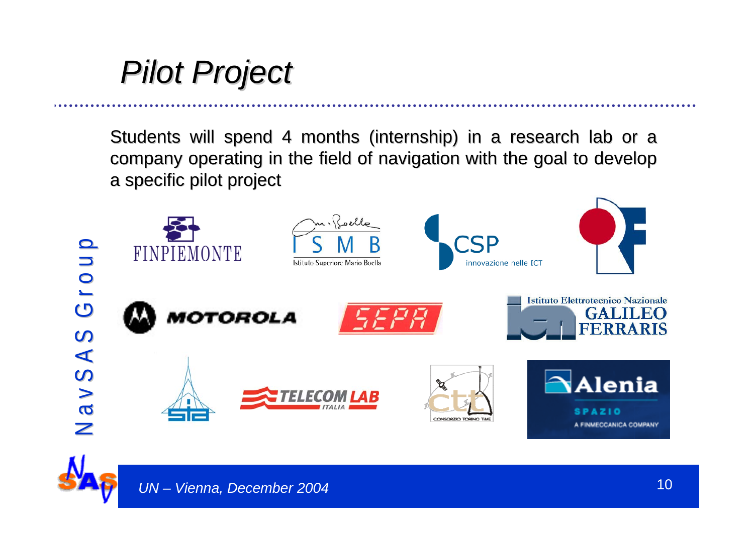# Pilot Project

Students will spend 4 months (internship) in a research lab or a company operating in the field of navigation with the goal to develop a specific pilot project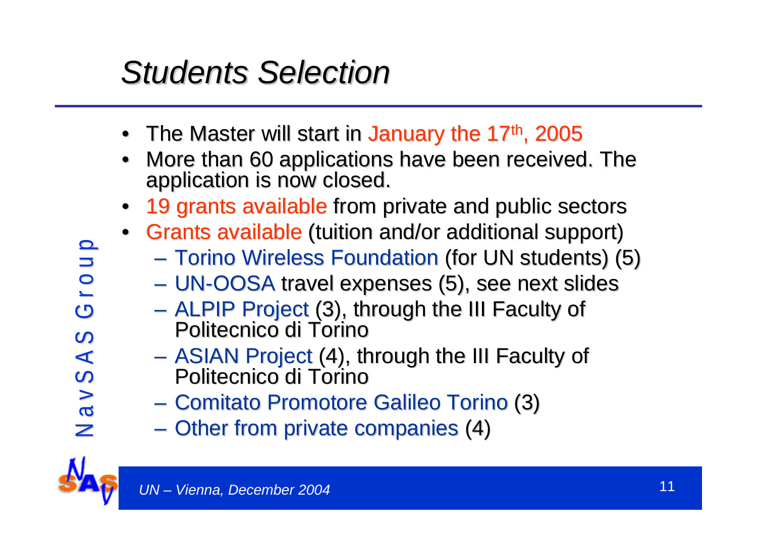# *Students Selection*

- The Master will start in January the 17th, 2005
- More than 60 applications have been received. The application is now closed.
- 19 grants available from private and public sectors
- Grants available (tuition and/or additional support)
  - Torino Wireless Foundation (for UN students) (5)
  - UN-OOSA travel expenses (5), see next slides
  - ALPIP Project (3), through the III Faculty of Politecnico di Torino
  - ASIAN Project (4), through the III Faculty of Politecnico di Torino
  - Comitato Promotore Galileo Torino (3)
  - Other from private companies (4)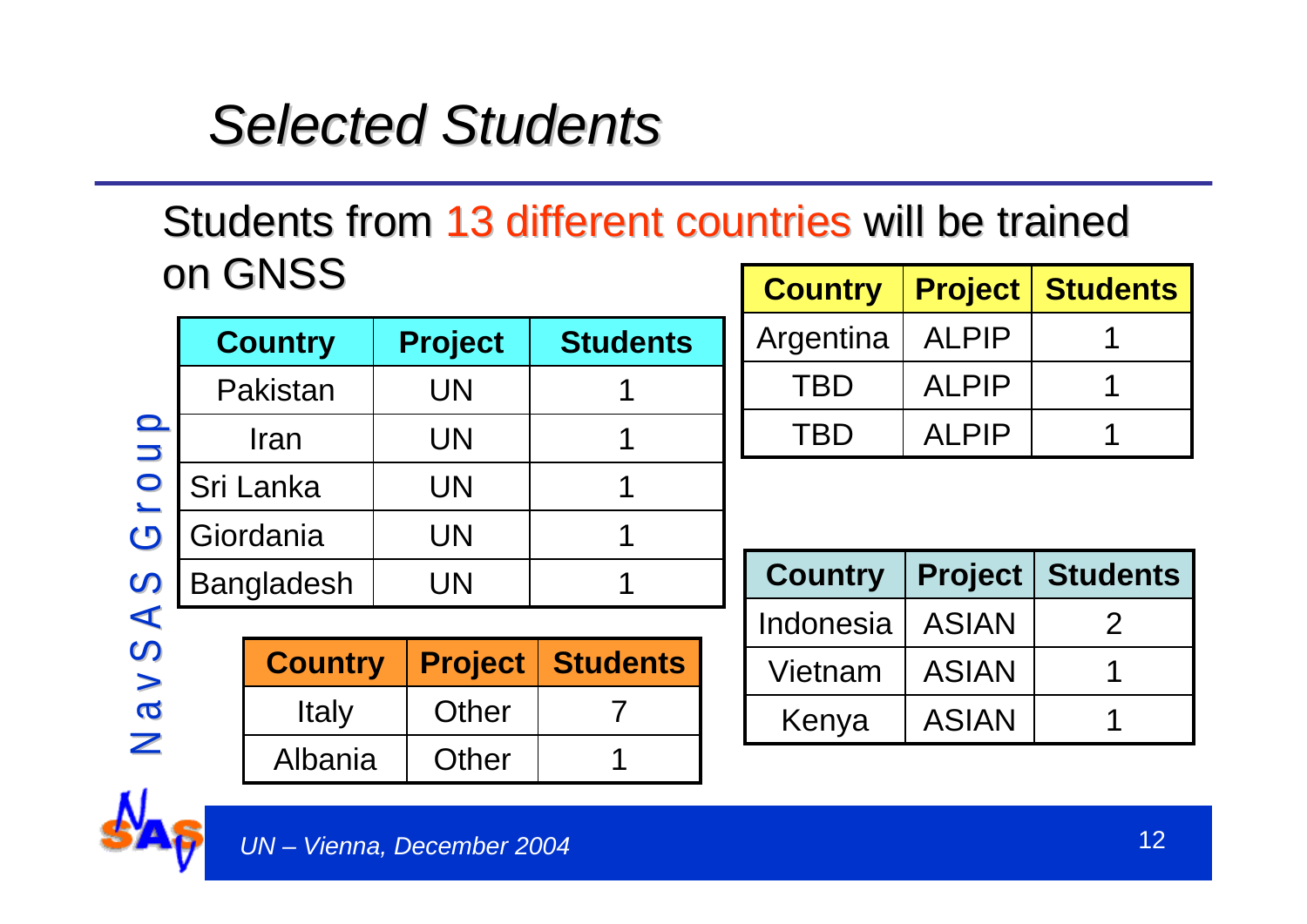# Selected Students

Students from 13 different countries will be trained on GNSS

| Country | Project | Students |
| --- | --- | --- |
| Pakistan | UN | 1 |
| Iran | UN | 1 |
| Sri Lanka | UN | 1 |
| Giordania | UN | 1 |
| Bangladesh | UN | 1 |

| Country | Project | Students |
| --- | --- | --- |
| Italy | Other | 7 |
| Albania | Other | 1 |

| Country | Project | Students |
| --- | --- | --- |
| Argentina | ALPIP | 1 |
| TBD | ALPIP | 1 |
| TBD | ALPIP | 1 |

| Country | Project | Students |
| --- | --- | --- |
| Indonesia | ASIAN | 2 |
| Vietnam | ASIAN | 1 |
| Kenya | ASIAN | 1 |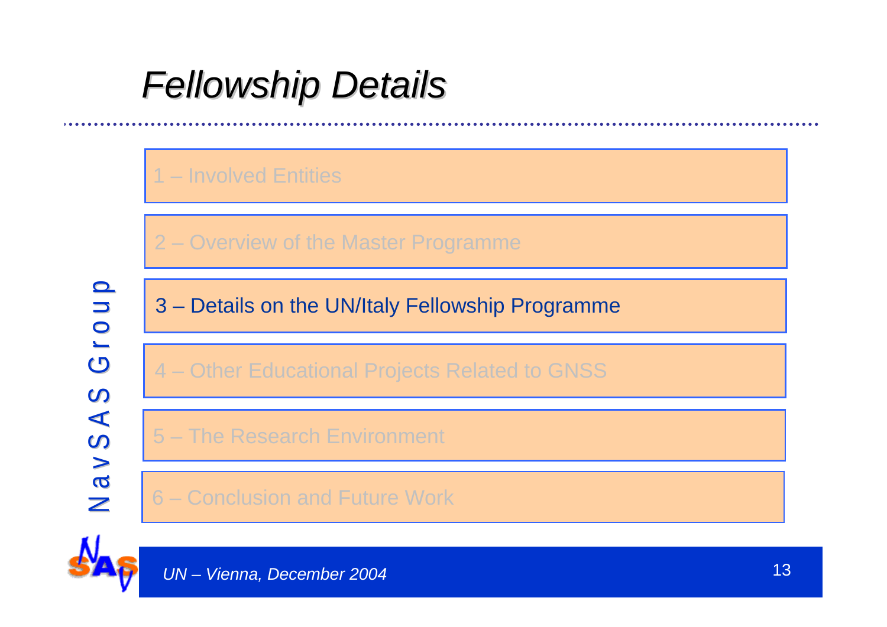# Fellowship Details

1 – Involved Entities

2 – Overview of the Master Programme

**3 – Details on the UN/Italy Fellowship Programme**

4 – Other Educational Projects Related to GNSS

5 – The Research Environment

6 – Conclusion and Future Work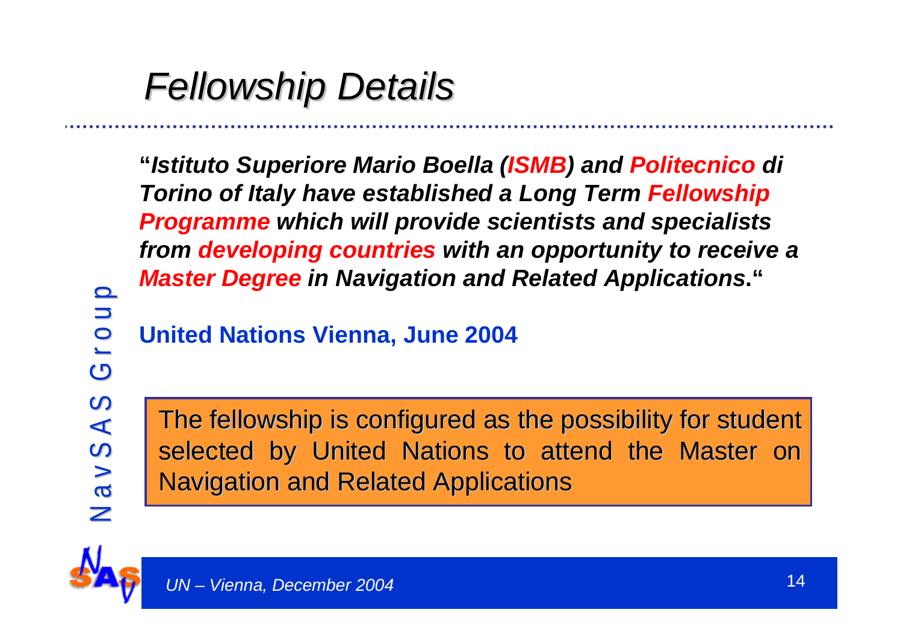# *Fellowship Details*

***"Istituto Superiore Mario Boella (ISMB) and Politecnico di Torino of Italy have established a Long Term Fellowship Programme which will provide scientists and specialists from developing countries with an opportunity to receive a Master Degree in Navigation and Related Applications."***

**United Nations Vienna, June 2004**

The fellowship is configured as the possibility for student selected by United Nations to attend the Master on Navigation and Related Applications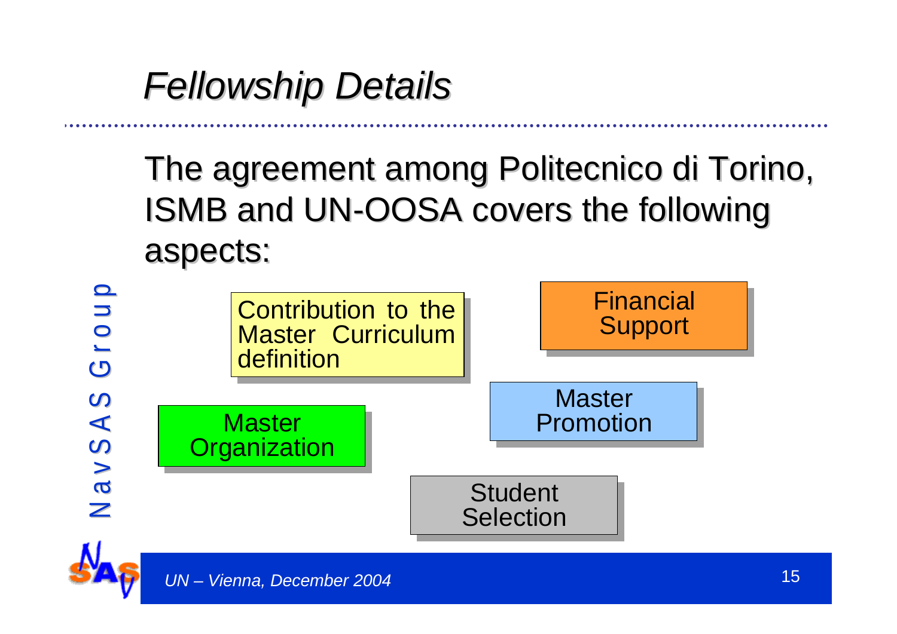# *Fellowship Details*

The agreement among Politecnico di Torino, ISMB and UN-OOSA covers the following aspects:

- Contribution to the Master Curriculum definition
- Financial Support
- Master Promotion
- Master Organization
- Student Selection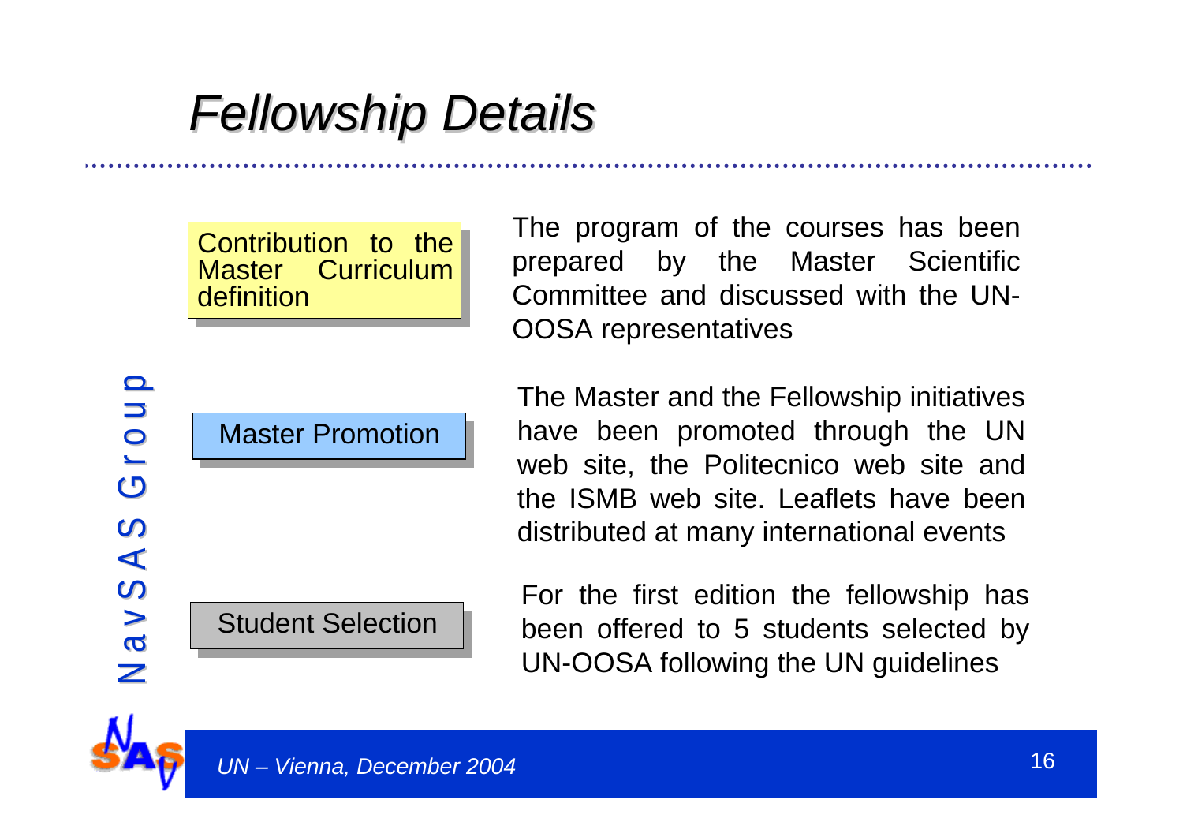# Fellowship Details

**Contribution to the Master Curriculum definition**

The program of the courses has been prepared by the Master Scientific Committee and discussed with the UN-OOSA representatives

**Master Promotion**

The Master and the Fellowship initiatives have been promoted through the UN web site, the Politecnico web site and the ISMB web site. Leaflets have been distributed at many international events

**Student Selection**

For the first edition the fellowship has been offered to 5 students selected by UN-OOSA following the UN guidelines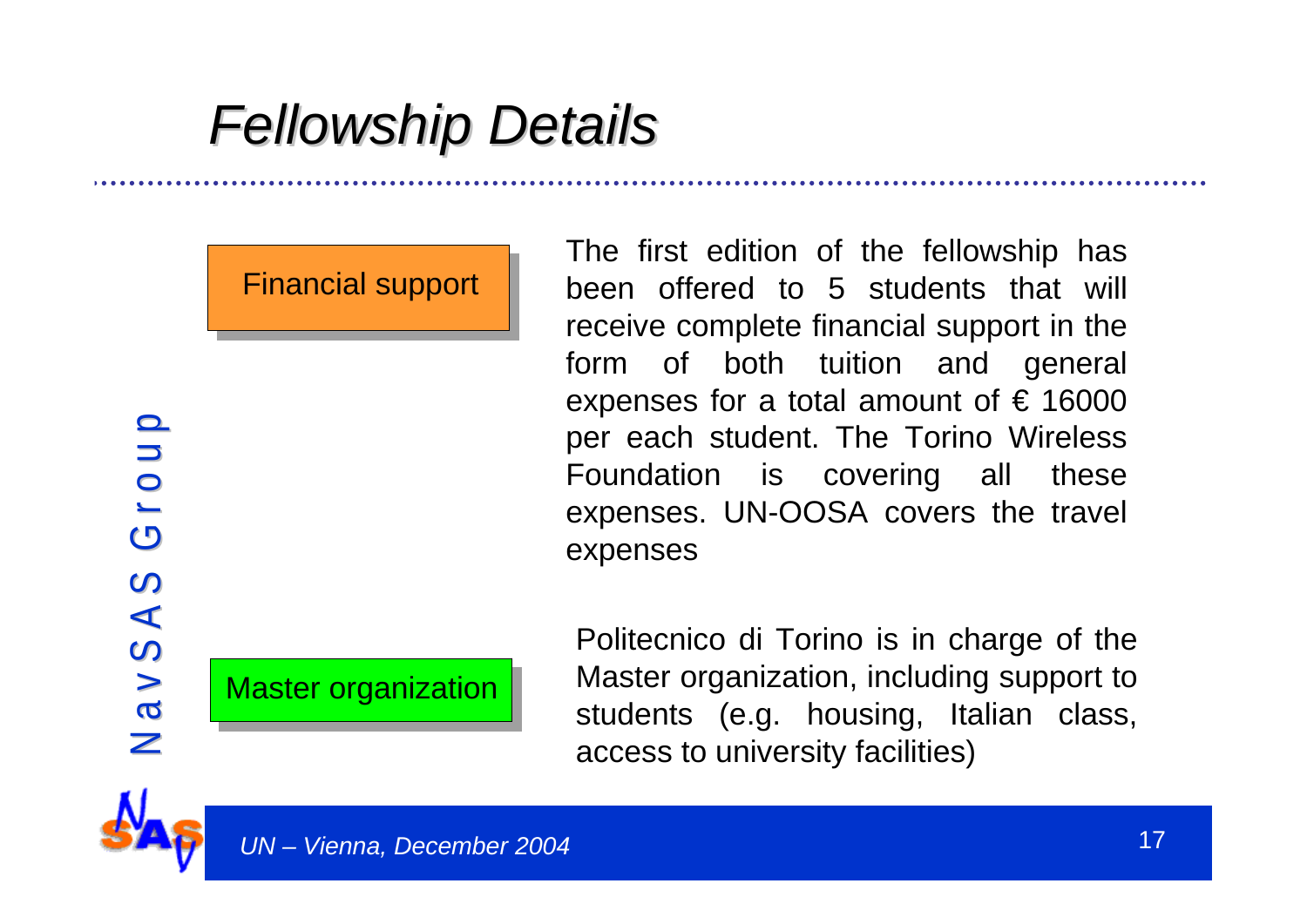# Fellowship Details

**Financial support**

The first edition of the fellowship has been offered to 5 students that will receive complete financial support in the form of both tuition and general expenses for a total amount of € 16000 per each student. The Torino Wireless Foundation is covering all these expenses. UN-OOSA covers the travel expenses

**Master organization**

Politecnico di Torino is in charge of the Master organization, including support to students (e.g. housing, Italian class, access to university facilities)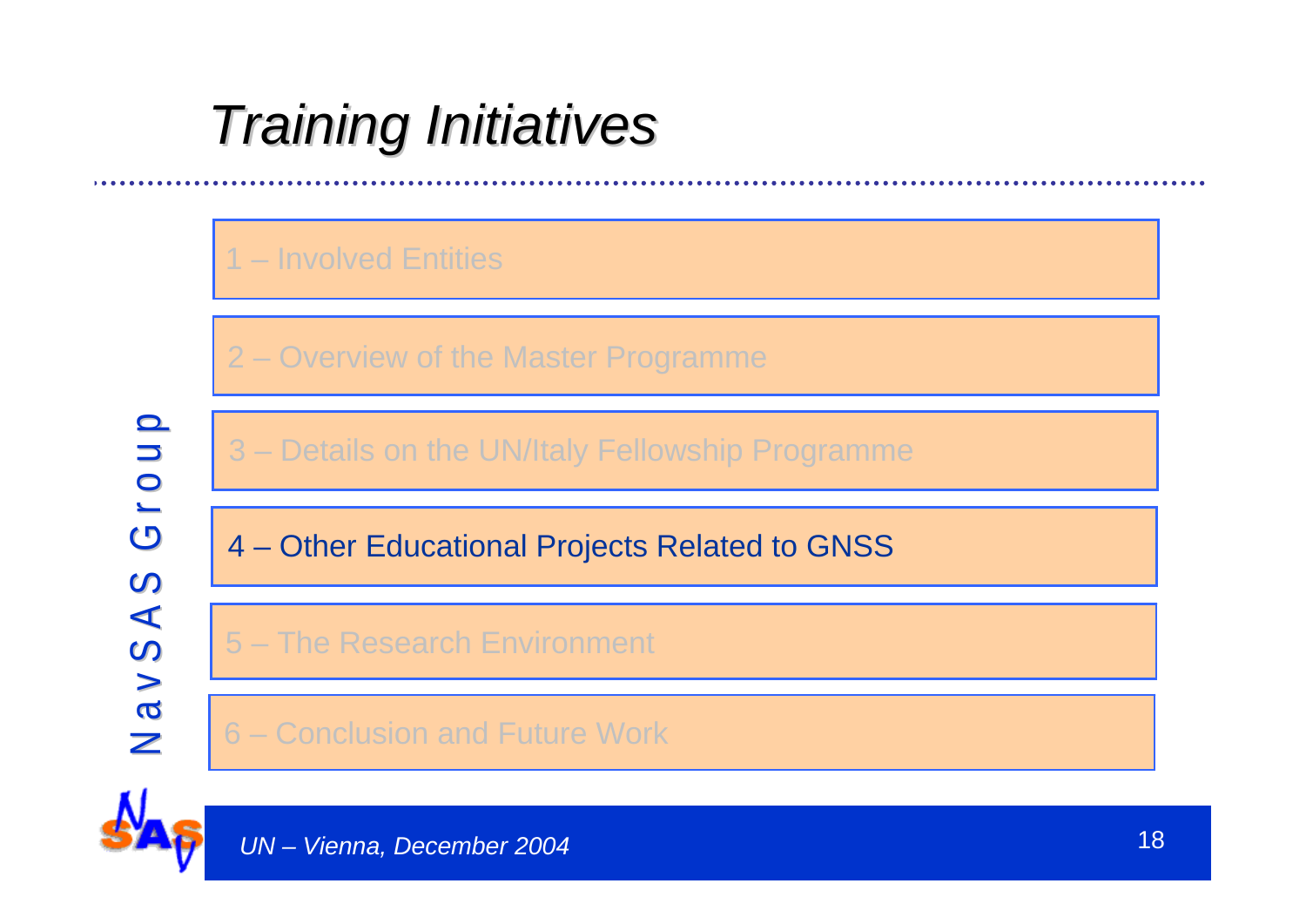# Training Initiatives

1 – Involved Entities

2 – Overview of the Master Programme

3 – Details on the UN/Italy Fellowship Programme

4 – Other Educational Projects Related to GNSS

5 – The Research Environment

6 – Conclusion and Future Work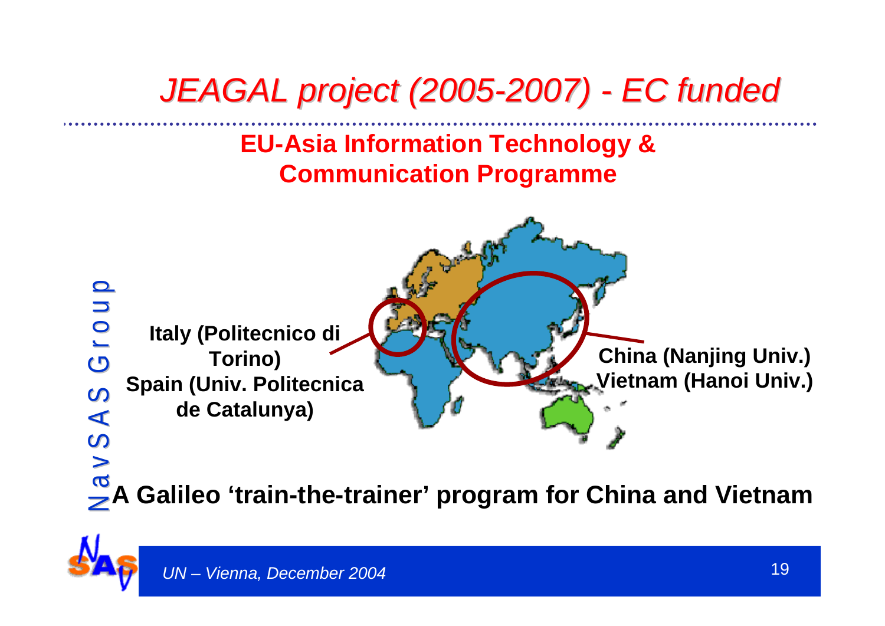# JEAGAL project (2005-2007) - EC funded

## EU-Asia Information Technology & Communication Programme

**Italy (Politecnico di Torino)**
**Spain (Univ. Politecnica de Catalunya)**

**China (Nanjing Univ.)**
**Vietnam (Hanoi Univ.)**

**A Galileo 'train-the-trainer' program for China and Vietnam**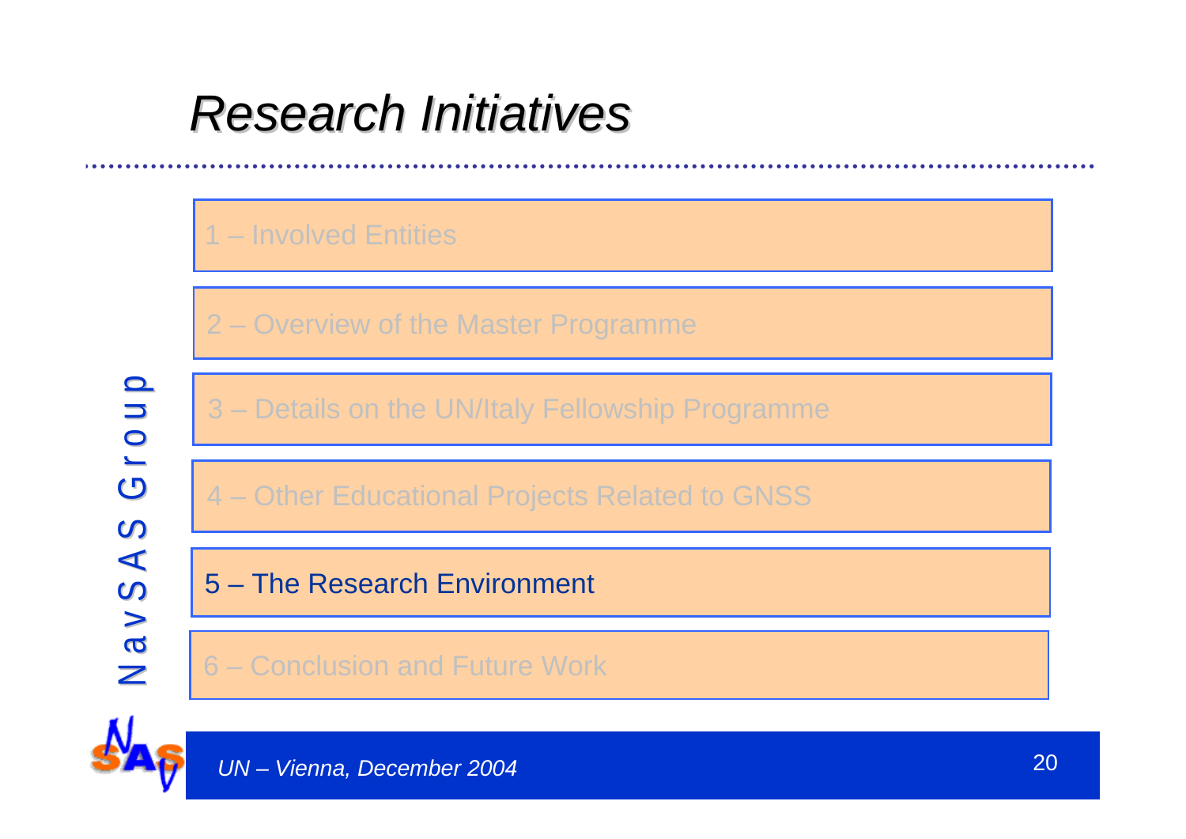# Research Initiatives

1 – Involved Entities

2 – Overview of the Master Programme

3 – Details on the UN/Italy Fellowship Programme

4 – Other Educational Projects Related to GNSS

5 – The Research Environment

6 – Conclusion and Future Work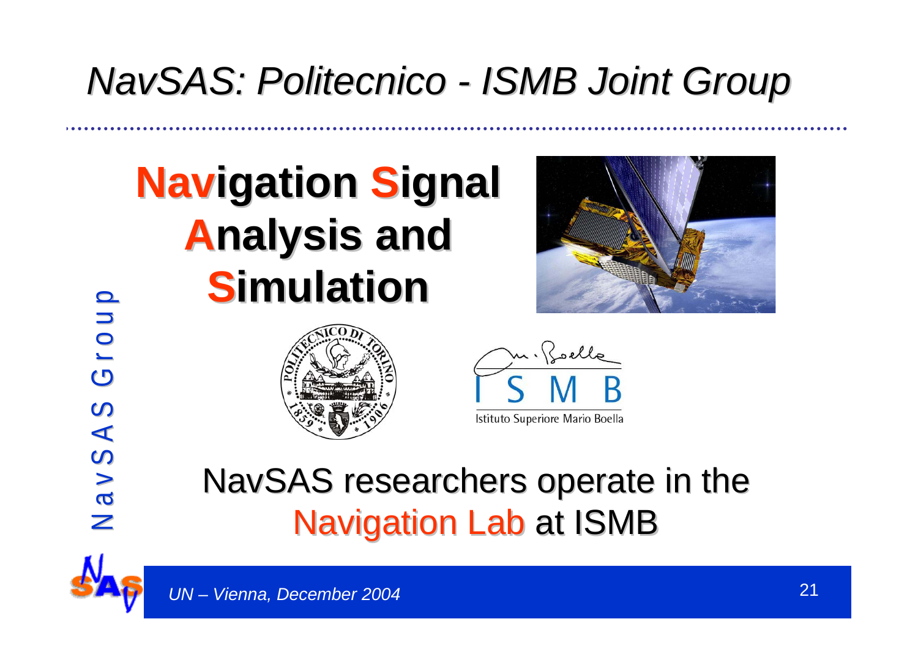# NavSAS: Politecnico - ISMB Joint Group

## **Nav**igation **S**ignal **A**nalysis and **S**imulation

Istituto Superiore Mario Boella

NavSAS researchers operate in the Navigation Lab at ISMB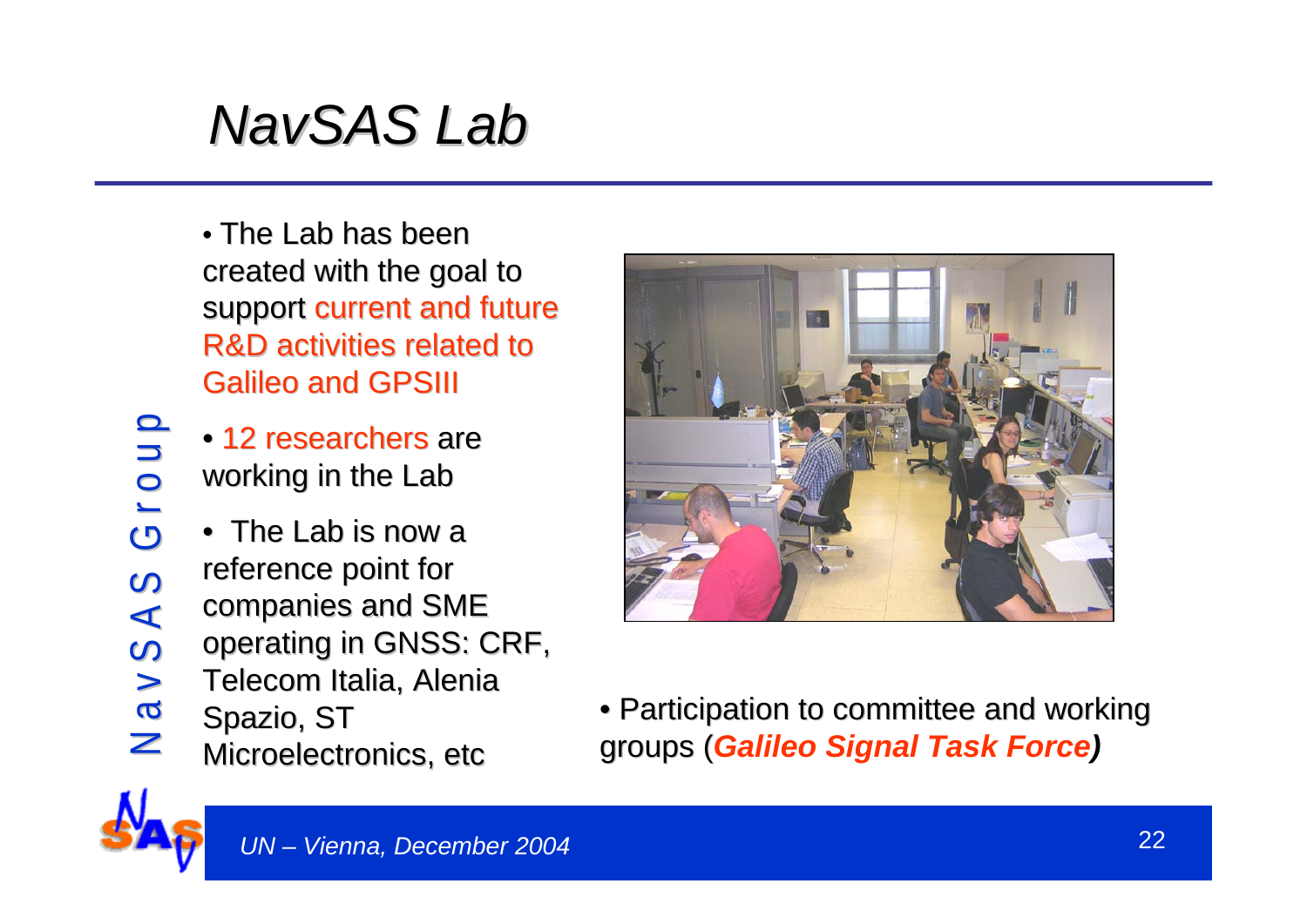# NavSAS Lab

- The Lab has been created with the goal to support current and future R&D activities related to Galileo and GPSIII
- 12 researchers are working in the Lab
- The Lab is now a reference point for companies and SME operating in GNSS: CRF, Telecom Italia, Alenia Spazio, ST Microelectronics, etc
- Participation to committee and working groups (***Galileo Signal Task Force***)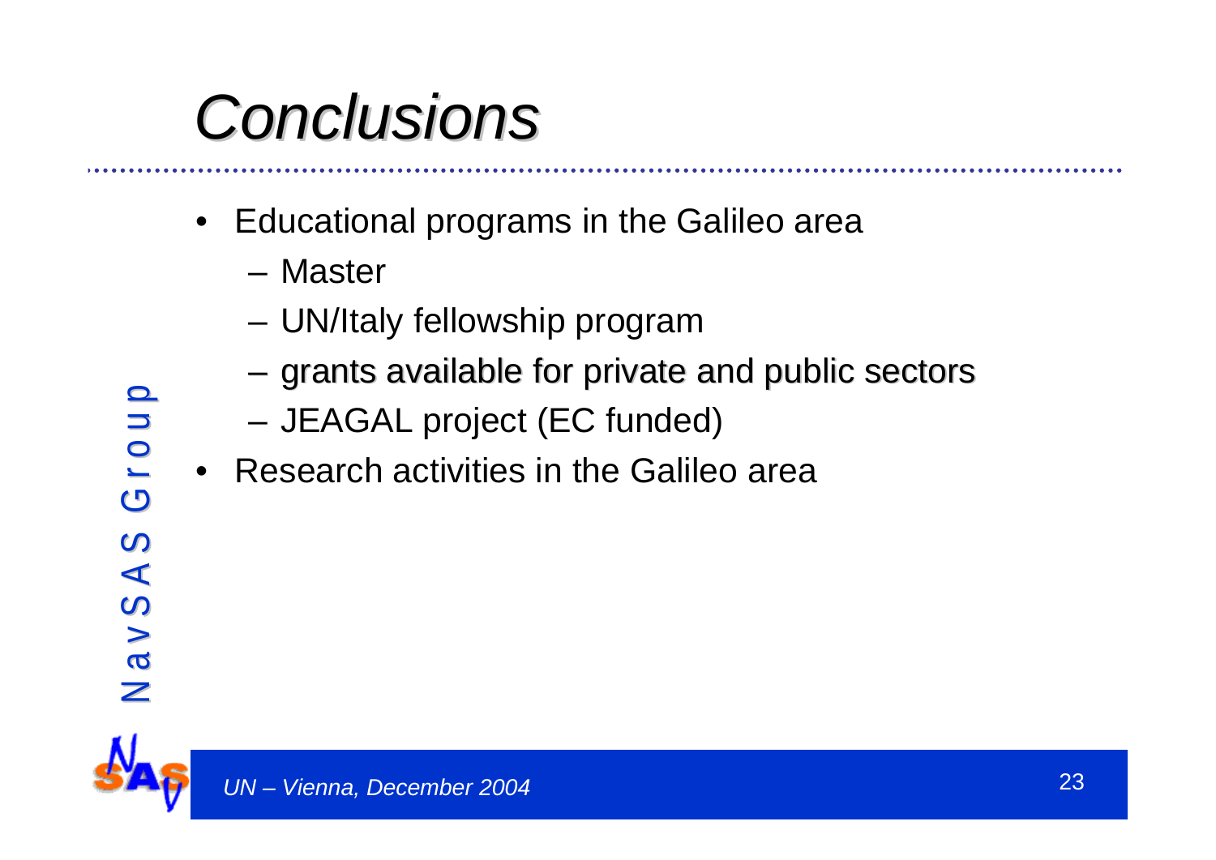# Conclusions

- Educational programs in the Galileo area
  - Master
  - UN/Italy fellowship program
  - grants available for private and public sectors
  - JEAGAL project (EC funded)
- Research activities in the Galileo area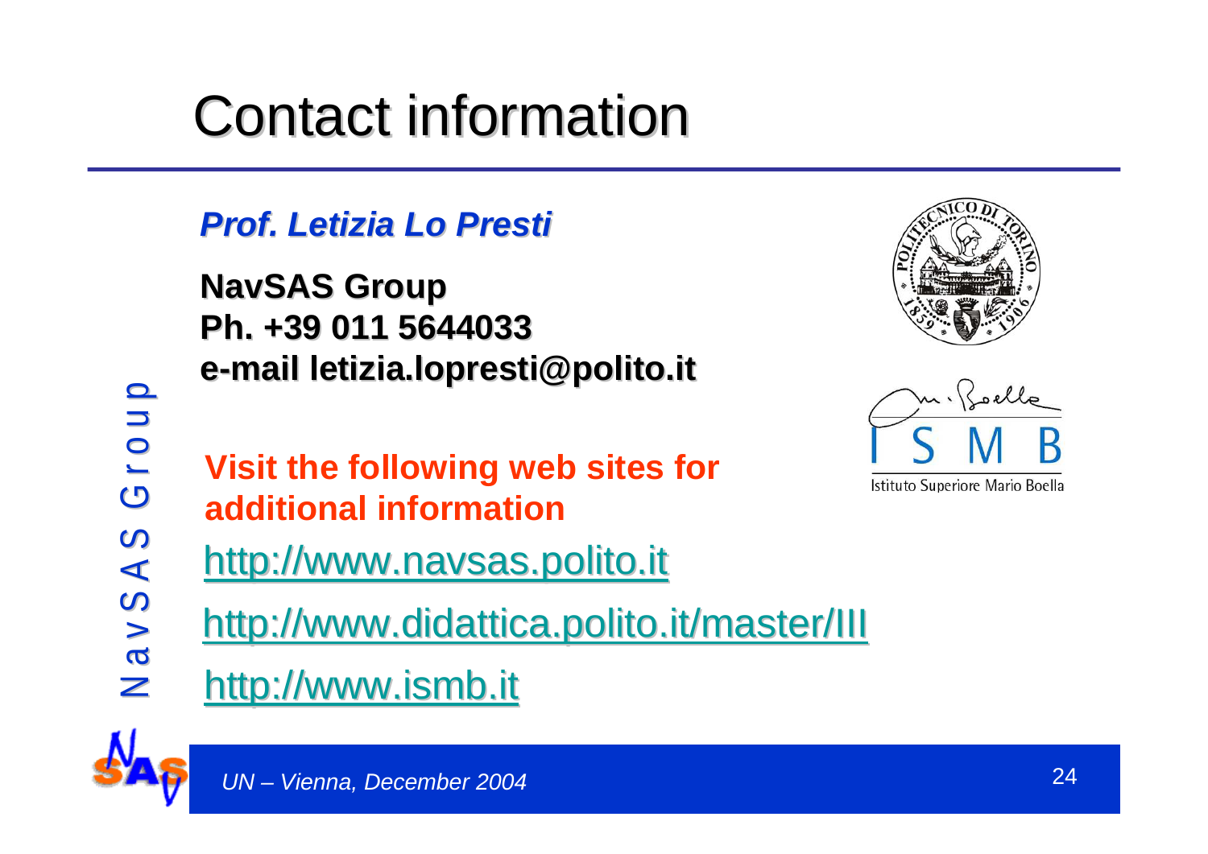# Contact information

***Prof. Letizia Lo Presti***

**NavSAS Group**
**Ph. +39 011 5644033**
**e-mail letizia.lopresti@polito.it**

**Visit the following web sites for additional information**

http://www.navsas.polito.it

http://www.didattica.polito.it/master/IIII

http://www.ismb.it